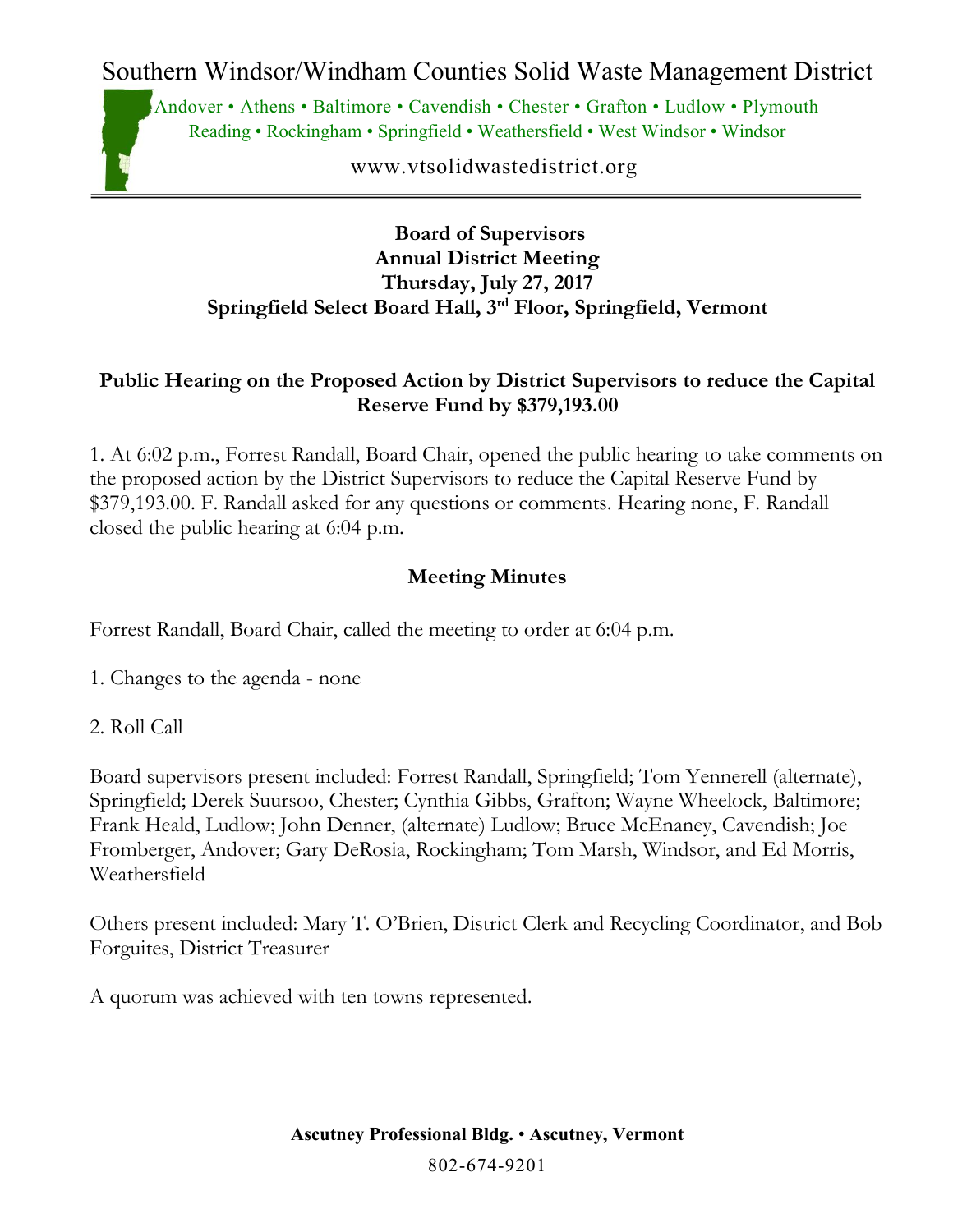# Southern Windsor/Windham Counties Solid Waste Management District

Andover • Athens • Baltimore • Cavendish • Chester • Grafton • Ludlow • Plymouth
Reading • Rockingham • Springfield • Weathersfield • West Windsor • Windsor

www.vtsolidwastedistrict.org

---

**Board of Supervisors**
**Annual District Meeting**
**Thursday, July 27, 2017**
**Springfield Select Board Hall, 3rd Floor, Springfield, Vermont**

## Public Hearing on the Proposed Action by District Supervisors to reduce the Capital Reserve Fund by $379,193.00

1. At 6:02 p.m., Forrest Randall, Board Chair, opened the public hearing to take comments on the proposed action by the District Supervisors to reduce the Capital Reserve Fund by $379,193.00. F. Randall asked for any questions or comments. Hearing none, F. Randall closed the public hearing at 6:04 p.m.

## Meeting Minutes

Forrest Randall, Board Chair, called the meeting to order at 6:04 p.m.

1. Changes to the agenda - none

2. Roll Call

Board supervisors present included: Forrest Randall, Springfield; Tom Yennerell (alternate), Springfield; Derek Suursoo, Chester; Cynthia Gibbs, Grafton; Wayne Wheelock, Baltimore; Frank Heald, Ludlow; John Denner, (alternate) Ludlow; Bruce McEnaney, Cavendish; Joe Fromberger, Andover; Gary DeRosia, Rockingham; Tom Marsh, Windsor, and Ed Morris, Weathersfield

Others present included: Mary T. O'Brien, District Clerk and Recycling Coordinator, and Bob Forguites, District Treasurer

A quorum was achieved with ten towns represented.

**Ascutney Professional Bldg. • Ascutney, Vermont**

802-674-9201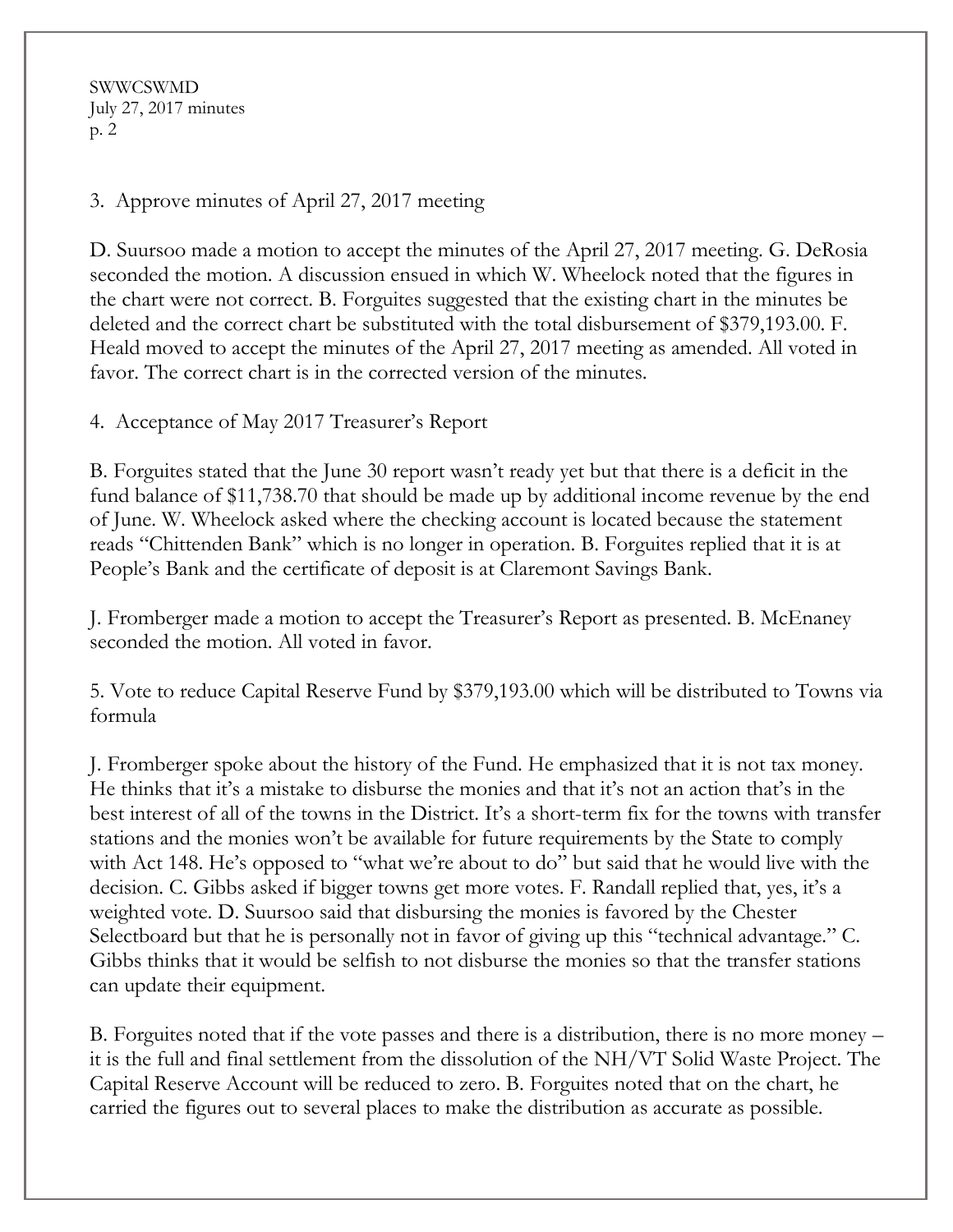3. Approve minutes of April 27, 2017 meeting

D. Suursoo made a motion to accept the minutes of the April 27, 2017 meeting. G. DeRosia seconded the motion. A discussion ensued in which W. Wheelock noted that the figures in the chart were not correct. B. Forguites suggested that the existing chart in the minutes be deleted and the correct chart be substituted with the total disbursement of $379,193.00. F. Heald moved to accept the minutes of the April 27, 2017 meeting as amended. All voted in favor. The correct chart is in the corrected version of the minutes.

4. Acceptance of May 2017 Treasurer's Report

B. Forguites stated that the June 30 report wasn't ready yet but that there is a deficit in the fund balance of $11,738.70 that should be made up by additional income revenue by the end of June. W. Wheelock asked where the checking account is located because the statement reads "Chittenden Bank" which is no longer in operation. B. Forguites replied that it is at People's Bank and the certificate of deposit is at Claremont Savings Bank.

J. Fromberger made a motion to accept the Treasurer's Report as presented. B. McEnaney seconded the motion. All voted in favor.

5. Vote to reduce Capital Reserve Fund by $379,193.00 which will be distributed to Towns via formula

J. Fromberger spoke about the history of the Fund. He emphasized that it is not tax money. He thinks that it's a mistake to disburse the monies and that it's not an action that's in the best interest of all of the towns in the District. It's a short-term fix for the towns with transfer stations and the monies won't be available for future requirements by the State to comply with Act 148. He's opposed to "what we're about to do" but said that he would live with the decision. C. Gibbs asked if bigger towns get more votes. F. Randall replied that, yes, it's a weighted vote. D. Suursoo said that disbursing the monies is favored by the Chester Selectboard but that he is personally not in favor of giving up this "technical advantage." C. Gibbs thinks that it would be selfish to not disburse the monies so that the transfer stations can update their equipment.

B. Forguites noted that if the vote passes and there is a distribution, there is no more money – it is the full and final settlement from the dissolution of the NH/VT Solid Waste Project. The Capital Reserve Account will be reduced to zero. B. Forguites noted that on the chart, he carried the figures out to several places to make the distribution as accurate as possible.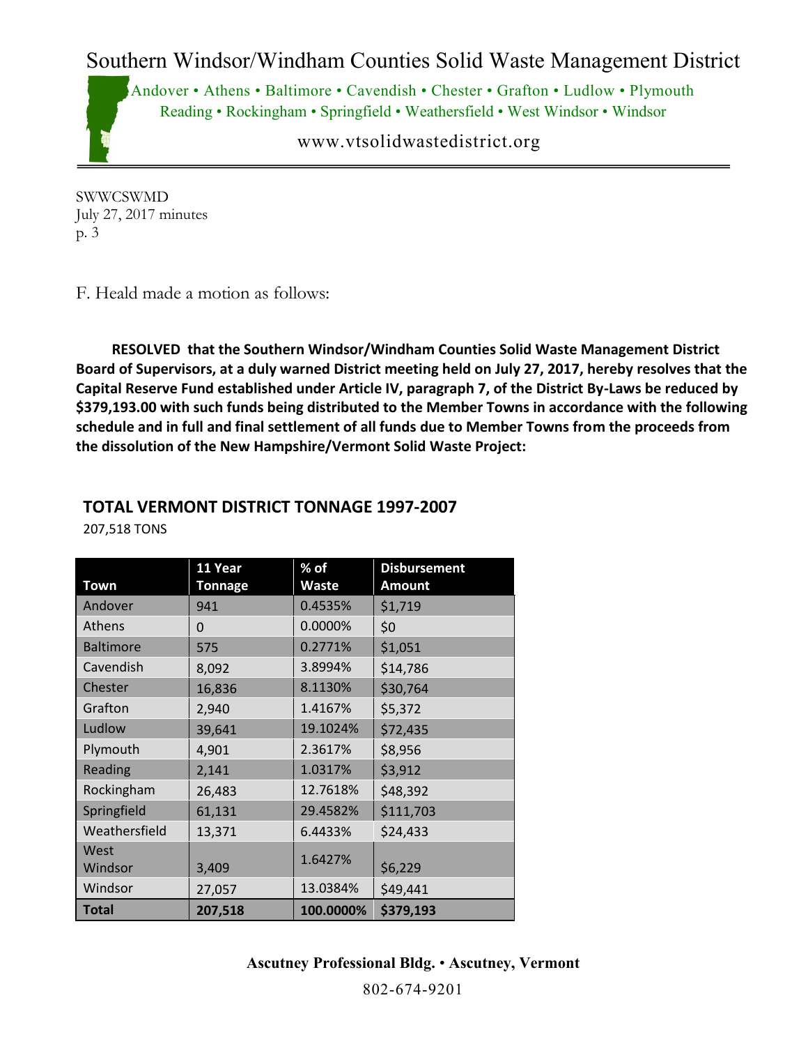SWWCSWMD
July 27, 2017 minutes
p. 3

F. Heald made a motion as follows:

**RESOLVED that the Southern Windsor/Windham Counties Solid Waste Management District Board of Supervisors, at a duly warned District meeting held on July 27, 2017, hereby resolves that the Capital Reserve Fund established under Article IV, paragraph 7, of the District By-Laws be reduced by $379,193.00 with such funds being distributed to the Member Towns in accordance with the following schedule and in full and final settlement of all funds due to Member Towns from the proceeds from the dissolution of the New Hampshire/Vermont Solid Waste Project:**

## TOTAL VERMONT DISTRICT TONNAGE 1997-2007

207,518 TONS

| Town | 11 Year Tonnage | % of Waste | Disbursement Amount |
|---|---|---|---|
| Andover | 941 | 0.4535% | $1,719 |
| Athens | 0 | 0.0000% | $0 |
| Baltimore | 575 | 0.2771% | $1,051 |
| Cavendish | 8,092 | 3.8994% | $14,786 |
| Chester | 16,836 | 8.1130% | $30,764 |
| Grafton | 2,940 | 1.4167% | $5,372 |
| Ludlow | 39,641 | 19.1024% | $72,435 |
| Plymouth | 4,901 | 2.3617% | $8,956 |
| Reading | 2,141 | 1.0317% | $3,912 |
| Rockingham | 26,483 | 12.7618% | $48,392 |
| Springfield | 61,131 | 29.4582% | $111,703 |
| Weathersfield | 13,371 | 6.4433% | $24,433 |
| West Windsor | 3,409 | 1.6427% | $6,229 |
| Windsor | 27,057 | 13.0384% | $49,441 |
| **Total** | **207,518** | **100.0000%** | **$379,193** |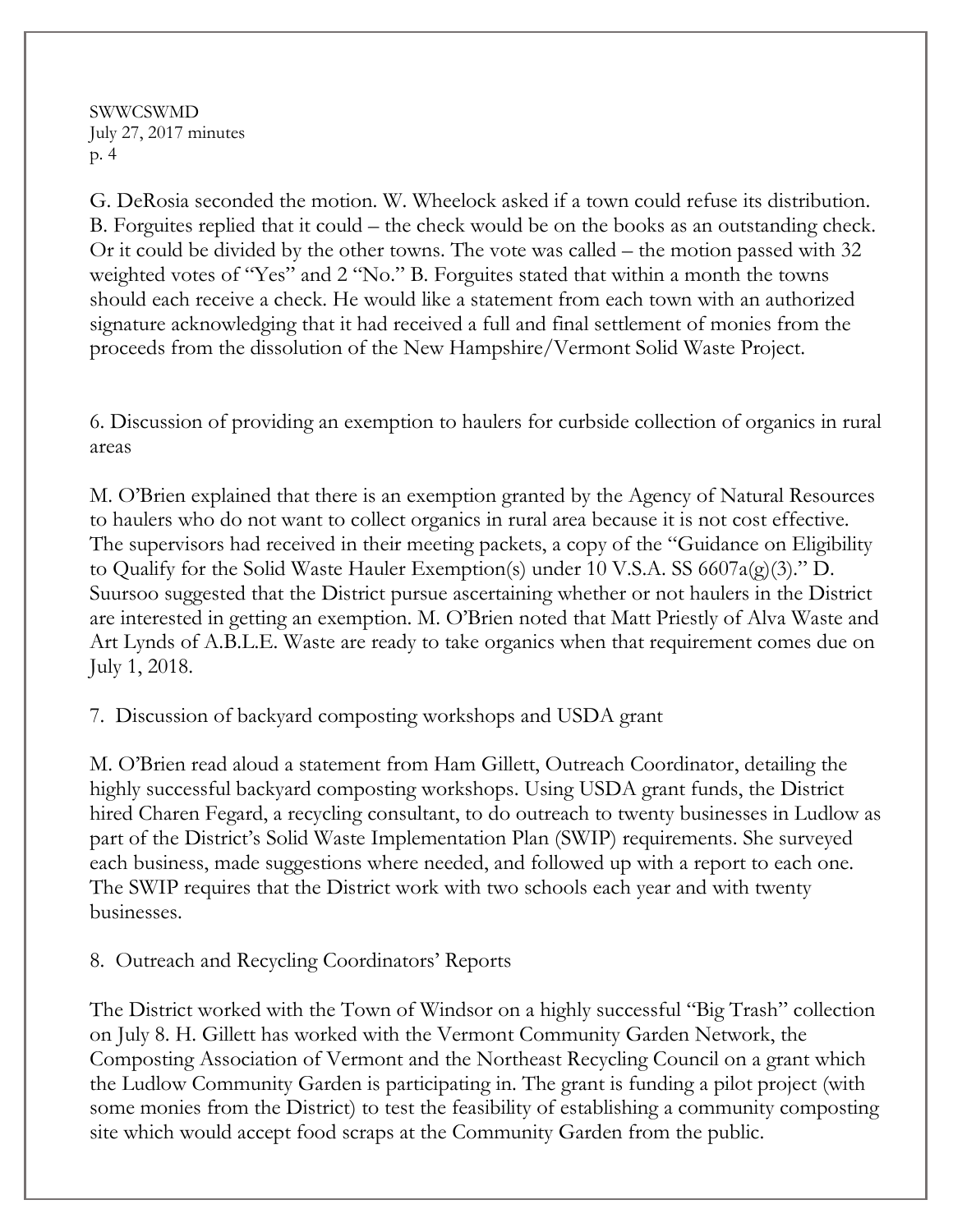G. DeRosia seconded the motion. W. Wheelock asked if a town could refuse its distribution. B. Forguites replied that it could – the check would be on the books as an outstanding check. Or it could be divided by the other towns. The vote was called – the motion passed with 32 weighted votes of "Yes" and 2 "No." B. Forguites stated that within a month the towns should each receive a check. He would like a statement from each town with an authorized signature acknowledging that it had received a full and final settlement of monies from the proceeds from the dissolution of the New Hampshire/Vermont Solid Waste Project.

6. Discussion of providing an exemption to haulers for curbside collection of organics in rural areas

M. O'Brien explained that there is an exemption granted by the Agency of Natural Resources to haulers who do not want to collect organics in rural area because it is not cost effective. The supervisors had received in their meeting packets, a copy of the "Guidance on Eligibility to Qualify for the Solid Waste Hauler Exemption(s) under 10 V.S.A. SS 6607a(g)(3)." D. Suursoo suggested that the District pursue ascertaining whether or not haulers in the District are interested in getting an exemption. M. O'Brien noted that Matt Priestly of Alva Waste and Art Lynds of A.B.L.E. Waste are ready to take organics when that requirement comes due on July 1, 2018.

7. Discussion of backyard composting workshops and USDA grant

M. O'Brien read aloud a statement from Ham Gillett, Outreach Coordinator, detailing the highly successful backyard composting workshops. Using USDA grant funds, the District hired Charen Fegard, a recycling consultant, to do outreach to twenty businesses in Ludlow as part of the District's Solid Waste Implementation Plan (SWIP) requirements. She surveyed each business, made suggestions where needed, and followed up with a report to each one. The SWIP requires that the District work with two schools each year and with twenty businesses.

8. Outreach and Recycling Coordinators' Reports

The District worked with the Town of Windsor on a highly successful "Big Trash" collection on July 8. H. Gillett has worked with the Vermont Community Garden Network, the Composting Association of Vermont and the Northeast Recycling Council on a grant which the Ludlow Community Garden is participating in. The grant is funding a pilot project (with some monies from the District) to test the feasibility of establishing a community composting site which would accept food scraps at the Community Garden from the public.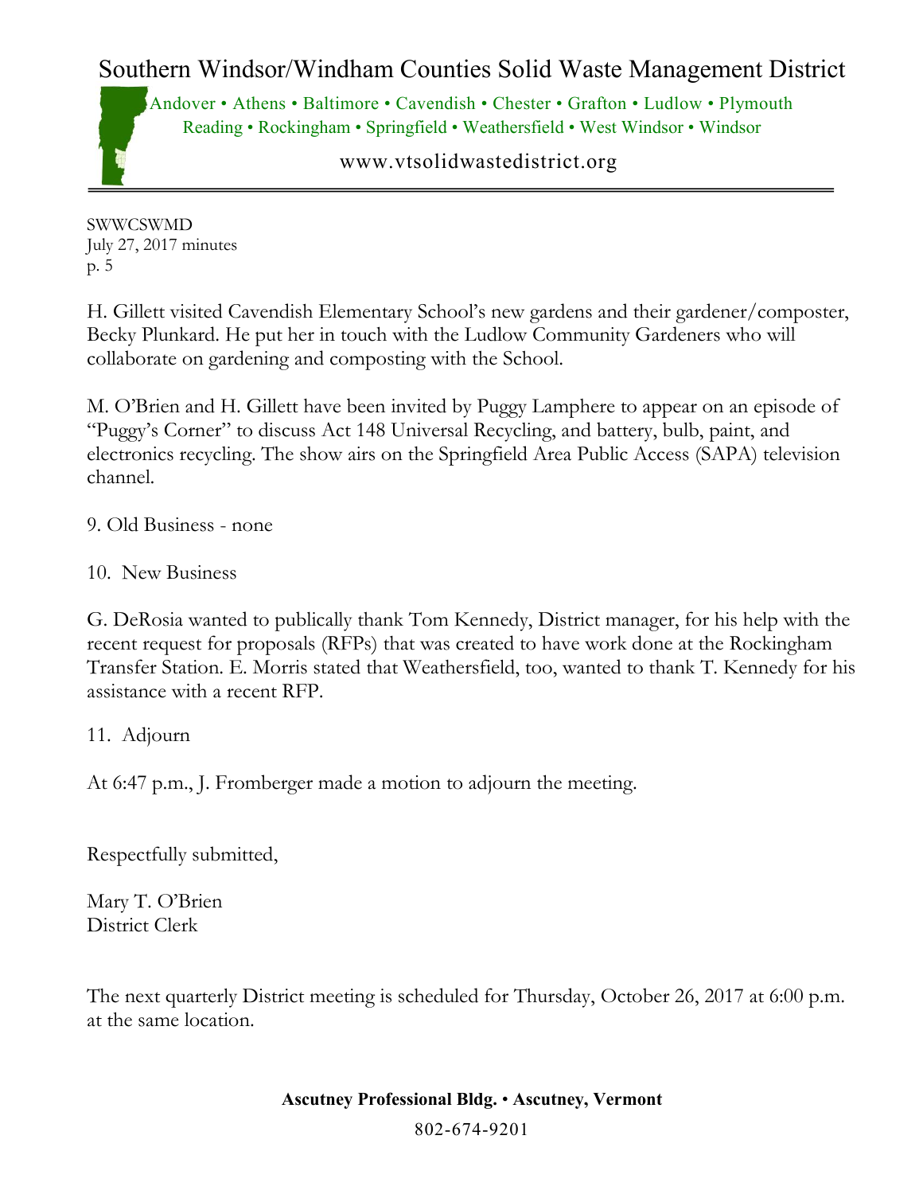H. Gillett visited Cavendish Elementary School's new gardens and their gardener/composter, Becky Plunkard. He put her in touch with the Ludlow Community Gardeners who will collaborate on gardening and composting with the School.

M. O'Brien and H. Gillett have been invited by Puggy Lamphere to appear on an episode of "Puggy's Corner" to discuss Act 148 Universal Recycling, and battery, bulb, paint, and electronics recycling. The show airs on the Springfield Area Public Access (SAPA) television channel.

9. Old Business - none

10. New Business

G. DeRosia wanted to publically thank Tom Kennedy, District manager, for his help with the recent request for proposals (RFPs) that was created to have work done at the Rockingham Transfer Station. E. Morris stated that Weathersfield, too, wanted to thank T. Kennedy for his assistance with a recent RFP.

11. Adjourn

At 6:47 p.m., J. Fromberger made a motion to adjourn the meeting.

Respectfully submitted,

Mary T. O'Brien
District Clerk

The next quarterly District meeting is scheduled for Thursday, October 26, 2017 at 6:00 p.m. at the same location.